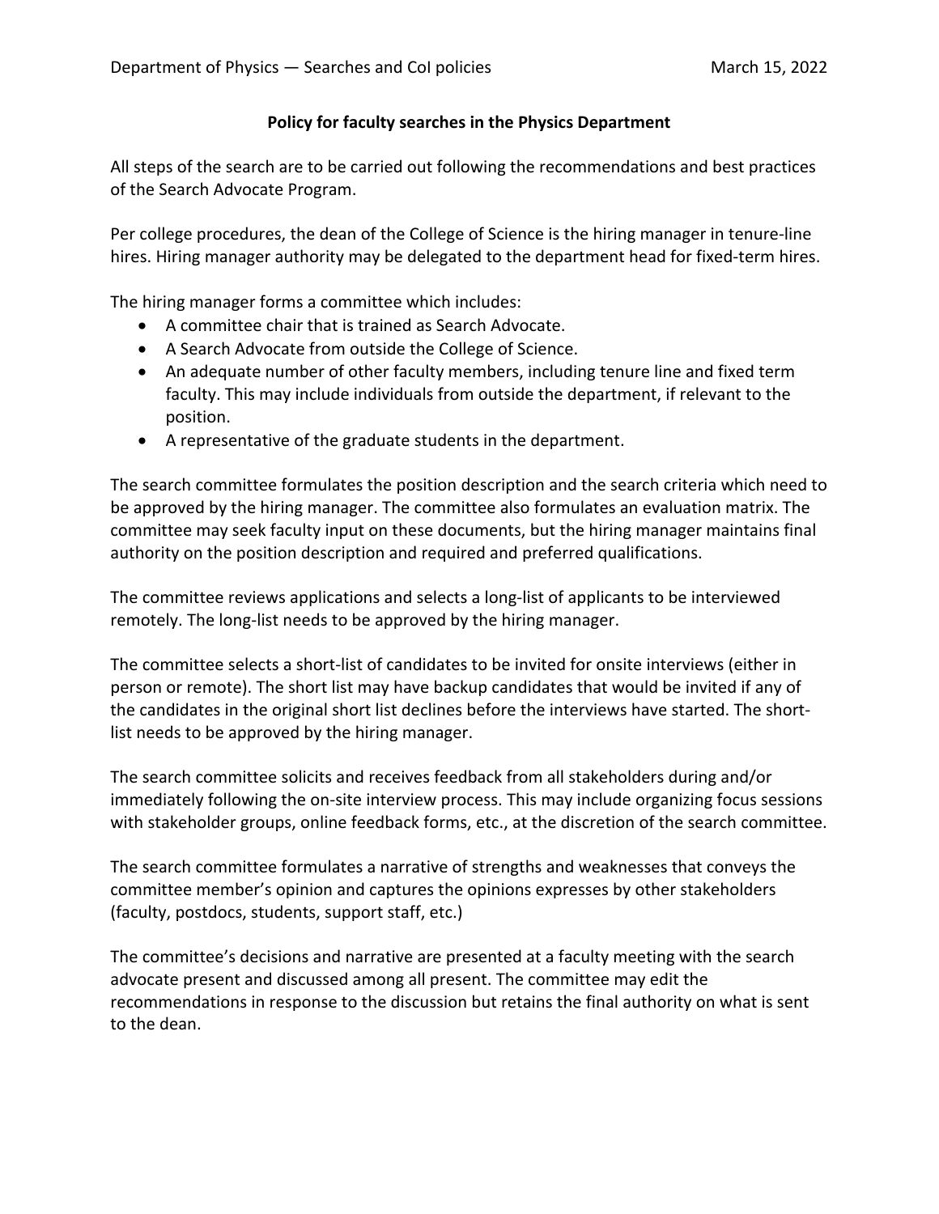## Policy for faculty searches in the Physics Department

All steps of the search are to be carried out following the recommendations and best practices of the Search Advocate Program.

Per college procedures, the dean of the College of Science is the hiring manager in tenure-line hires. Hiring manager authority may be delegated to the department head for fixed-term hires.

The hiring manager forms a committee which includes:

- A committee chair that is trained as Search Advocate.
- A Search Advocate from outside the College of Science.
- An adequate number of other faculty members, including tenure line and fixed term faculty. This may include individuals from outside the department, if relevant to the position.
- A representative of the graduate students in the department.

The search committee formulates the position description and the search criteria which need to be approved by the hiring manager. The committee also formulates an evaluation matrix. The committee may seek faculty input on these documents, but the hiring manager maintains final authority on the position description and required and preferred qualifications.

The committee reviews applications and selects a long-list of applicants to be interviewed remotely. The long-list needs to be approved by the hiring manager.

The committee selects a short-list of candidates to be invited for onsite interviews (either in person or remote). The short list may have backup candidates that would be invited if any of the candidates in the original short list declines before the interviews have started. The short-list needs to be approved by the hiring manager.

The search committee solicits and receives feedback from all stakeholders during and/or immediately following the on-site interview process. This may include organizing focus sessions with stakeholder groups, online feedback forms, etc., at the discretion of the search committee.

The search committee formulates a narrative of strengths and weaknesses that conveys the committee member's opinion and captures the opinions expresses by other stakeholders (faculty, postdocs, students, support staff, etc.)

The committee's decisions and narrative are presented at a faculty meeting with the search advocate present and discussed among all present. The committee may edit the recommendations in response to the discussion but retains the final authority on what is sent to the dean.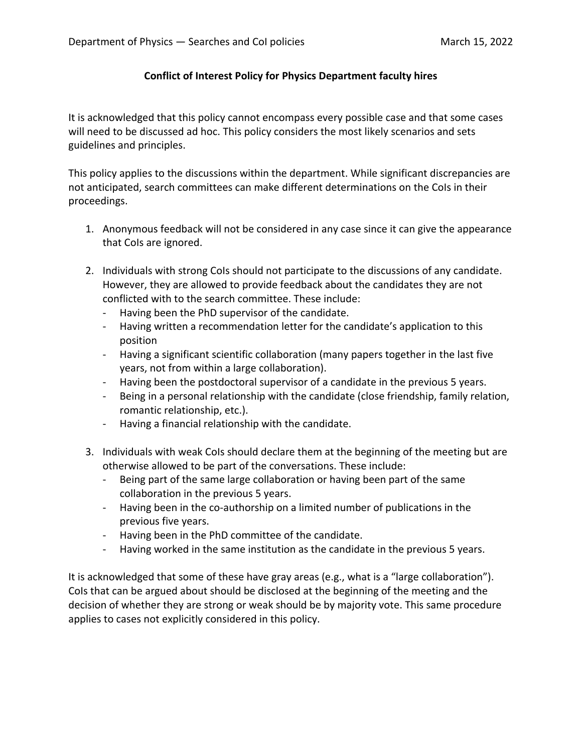**Conflict of Interest Policy for Physics Department faculty hires**

It is acknowledged that this policy cannot encompass every possible case and that some cases will need to be discussed ad hoc. This policy considers the most likely scenarios and sets guidelines and principles.

This policy applies to the discussions within the department. While significant discrepancies are not anticipated, search committees can make different determinations on the CoIs in their proceedings.

1. Anonymous feedback will not be considered in any case since it can give the appearance that CoIs are ignored.

2. Individuals with strong CoIs should not participate to the discussions of any candidate. However, they are allowed to provide feedback about the candidates they are not conflicted with to the search committee. These include:
   - Having been the PhD supervisor of the candidate.
   - Having written a recommendation letter for the candidate's application to this position
   - Having a significant scientific collaboration (many papers together in the last five years, not from within a large collaboration).
   - Having been the postdoctoral supervisor of a candidate in the previous 5 years.
   - Being in a personal relationship with the candidate (close friendship, family relation, romantic relationship, etc.).
   - Having a financial relationship with the candidate.

3. Individuals with weak CoIs should declare them at the beginning of the meeting but are otherwise allowed to be part of the conversations. These include:
   - Being part of the same large collaboration or having been part of the same collaboration in the previous 5 years.
   - Having been in the co-authorship on a limited number of publications in the previous five years.
   - Having been in the PhD committee of the candidate.
   - Having worked in the same institution as the candidate in the previous 5 years.

It is acknowledged that some of these have gray areas (e.g., what is a "large collaboration"). CoIs that can be argued about should be disclosed at the beginning of the meeting and the decision of whether they are strong or weak should be by majority vote. This same procedure applies to cases not explicitly considered in this policy.